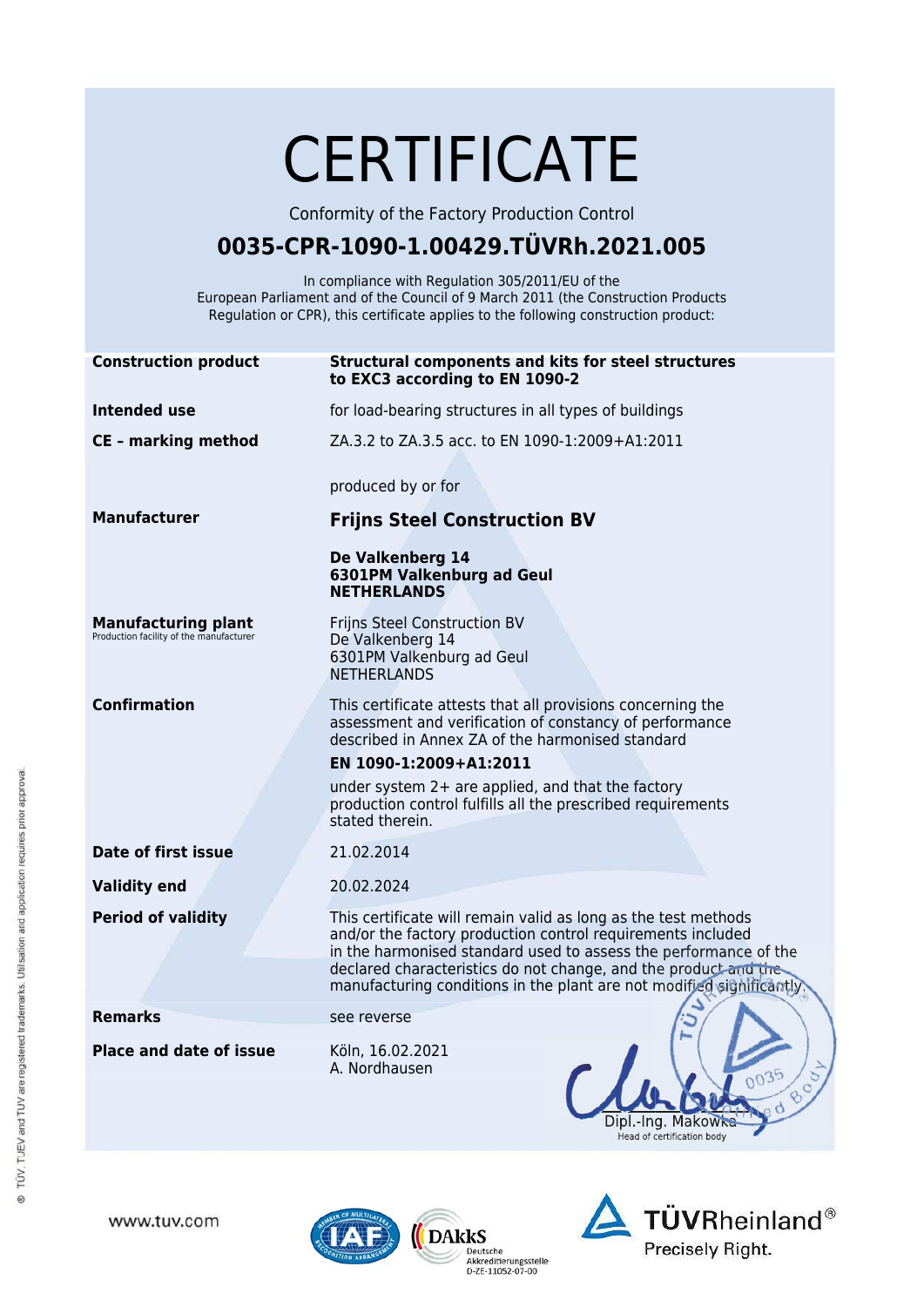# CERTIFICATE

Conformity of the Factory Production Control

## 0035-CPR-1090-1.00429.TÜVRh.2021.005

In compliance with Regulation 305/2011/EU of the European Parliament and of the Council of 9 March 2011 (the Construction Products Regulation or CPR), this certificate applies to the following construction product:

**Construction product**
**Structural components and kits for steel structures to EXC3 according to EN 1090-2**

**Intended use**
for load-bearing structures in all types of buildings

**CE – marking method**
ZA.3.2 to ZA.3.5 acc. to EN 1090-1:2009+A1:2011

produced by or for

**Manufacturer**
**Frijns Steel Construction BV**

**De Valkenberg 14**
**6301PM Valkenburg ad Geul**
**NETHERLANDS**

**Manufacturing plant**
Production facility of the manufacturer

Frijns Steel Construction BV
De Valkenberg 14
6301PM Valkenburg ad Geul
NETHERLANDS

**Confirmation**
This certificate attests that all provisions concerning the assessment and verification of constancy of performance described in Annex ZA of the harmonised standard

**EN 1090-1:2009+A1:2011**

under system 2+ are applied, and that the factory production control fulfills all the prescribed requirements stated therein.

**Date of first issue**
21.02.2014

**Validity end**
20.02.2024

**Period of validity**
This certificate will remain valid as long as the test methods and/or the factory production control requirements included in the harmonised standard used to assess the performance of the declared characteristics do not change, and the product and the manufacturing conditions in the plant are not modified significantly.

**Remarks**
see reverse

**Place and date of issue**
Köln, 16.02.2021
A. Nordhausen

Dipl.-Ing. Makowka
Head of certification body

TÜV Rheinland 0035 Notified Body

® TÜV, TUEV and TUV are registered trademarks. Utilisation and application requires prior approval.

www.tuv.com

DAkkS Deutsche Akkreditierungsstelle D-ZE-11052-07-00

TÜVRheinland® Precisely Right.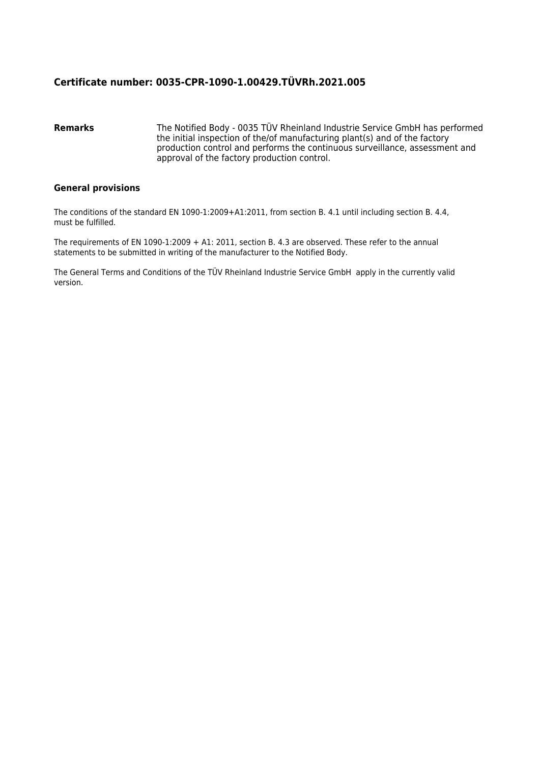## Certificate number: 0035-CPR-1090-1.00429.TÜVRh.2021.005

**Remarks**

The Notified Body - 0035 TÜV Rheinland Industrie Service GmbH has performed the initial inspection of the/of manufacturing plant(s) and of the factory production control and performs the continuous surveillance, assessment and approval of the factory production control.

### General provisions

The conditions of the standard EN 1090-1:2009+A1:2011, from section B. 4.1 until including section B. 4.4, must be fulfilled.

The requirements of EN 1090-1:2009 + A1: 2011, section B. 4.3 are observed. These refer to the annual statements to be submitted in writing of the manufacturer to the Notified Body.

The General Terms and Conditions of the TÜV Rheinland Industrie Service GmbH apply in the currently valid version.